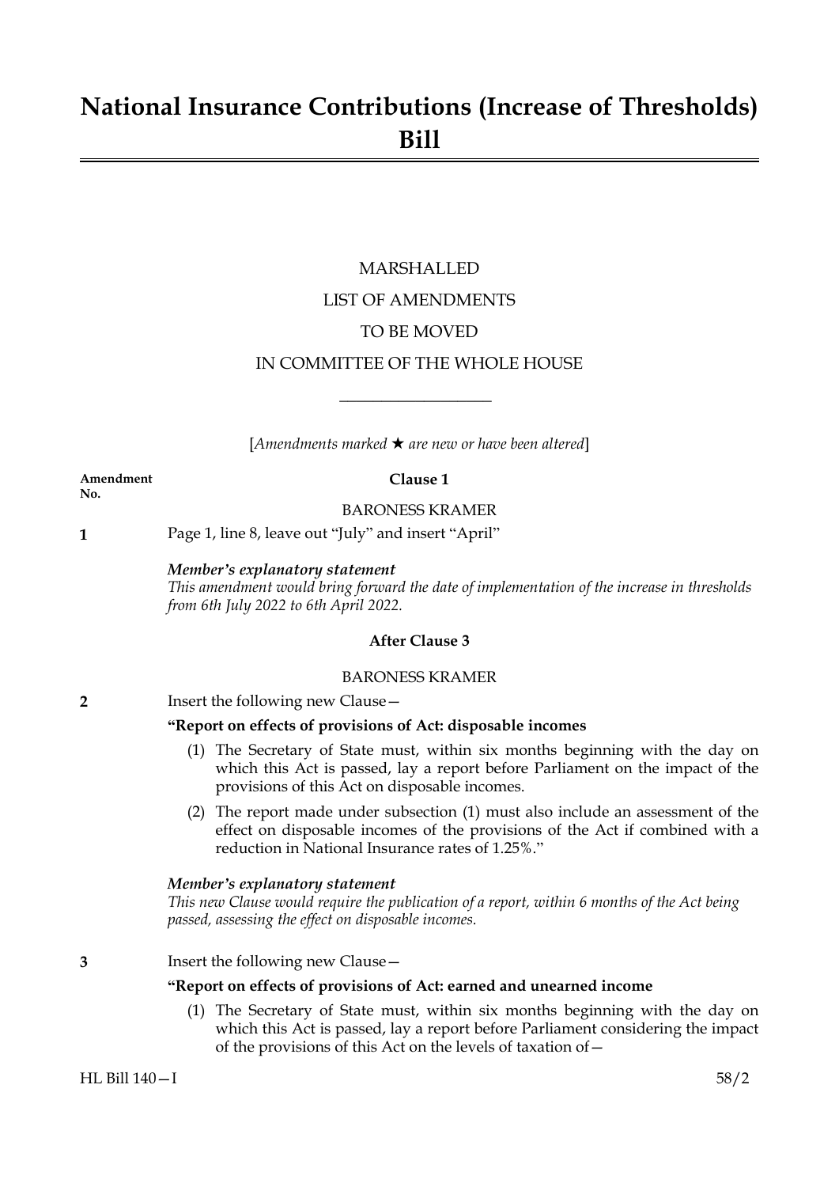# National Insurance Contributions (Increase of Thresholds) Bill

MARSHALLED

LIST OF AMENDMENTS

TO BE MOVED

IN COMMITTEE OF THE WHOLE HOUSE

---

[*Amendments marked ★ are new or have been altered*]

**Amendment No.**

**Clause 1**

BARONESS KRAMER

**1** Page 1, line 8, leave out "July" and insert "April"

***Member's explanatory statement***
*This amendment would bring forward the date of implementation of the increase in thresholds from 6th July 2022 to 6th April 2022.*

**After Clause 3**

BARONESS KRAMER

**2** Insert the following new Clause—

**"Report on effects of provisions of Act: disposable incomes**

(1) The Secretary of State must, within six months beginning with the day on which this Act is passed, lay a report before Parliament on the impact of the provisions of this Act on disposable incomes.

(2) The report made under subsection (1) must also include an assessment of the effect on disposable incomes of the provisions of the Act if combined with a reduction in National Insurance rates of 1.25%."

***Member's explanatory statement***
*This new Clause would require the publication of a report, within 6 months of the Act being passed, assessing the effect on disposable incomes.*

**3** Insert the following new Clause—

**"Report on effects of provisions of Act: earned and unearned income**

(1) The Secretary of State must, within six months beginning with the day on which this Act is passed, lay a report before Parliament considering the impact of the provisions of this Act on the levels of taxation of—

HL Bill 140—I 58/2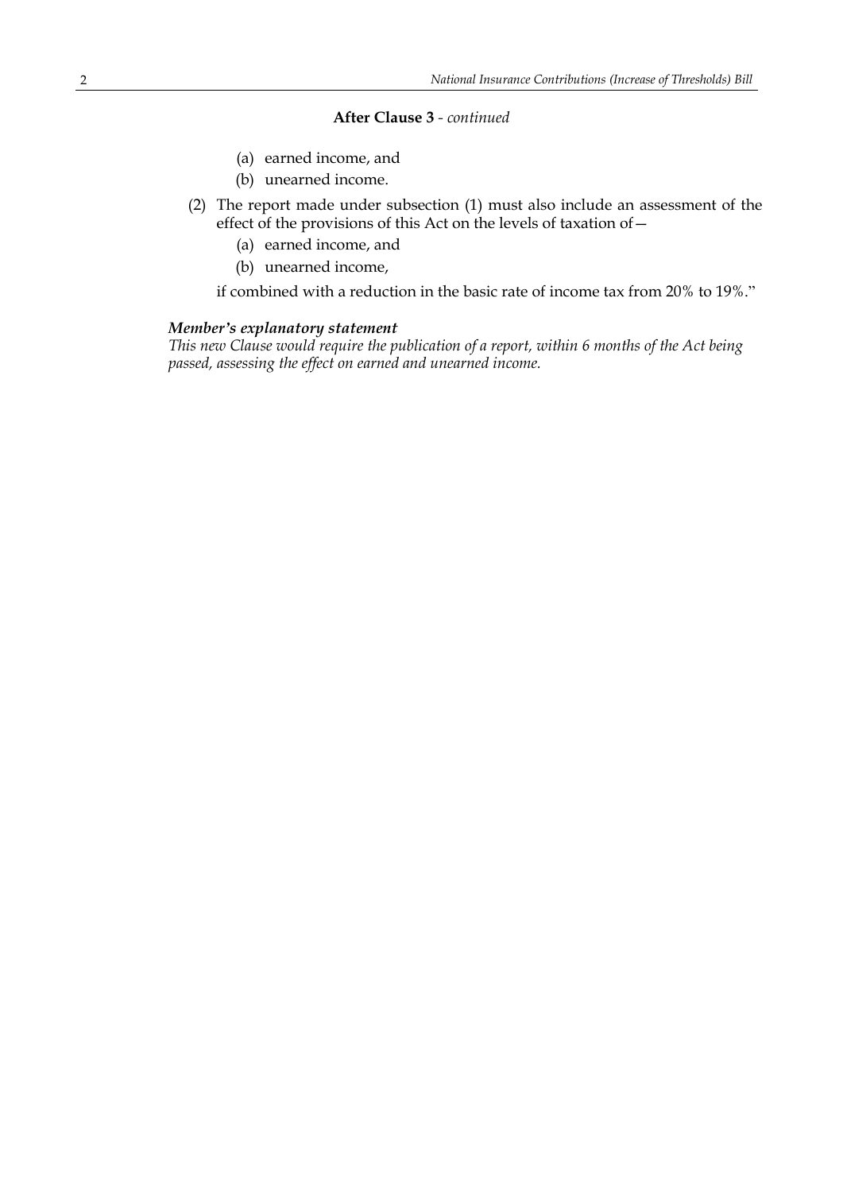**After Clause 3** - *continued*

(a) earned income, and

(b) unearned income.

(2) The report made under subsection (1) must also include an assessment of the effect of the provisions of this Act on the levels of taxation of—

(a) earned income, and

(b) unearned income,

if combined with a reduction in the basic rate of income tax from 20% to 19%."

***Member's explanatory statement***

*This new Clause would require the publication of a report, within 6 months of the Act being passed, assessing the effect on earned and unearned income.*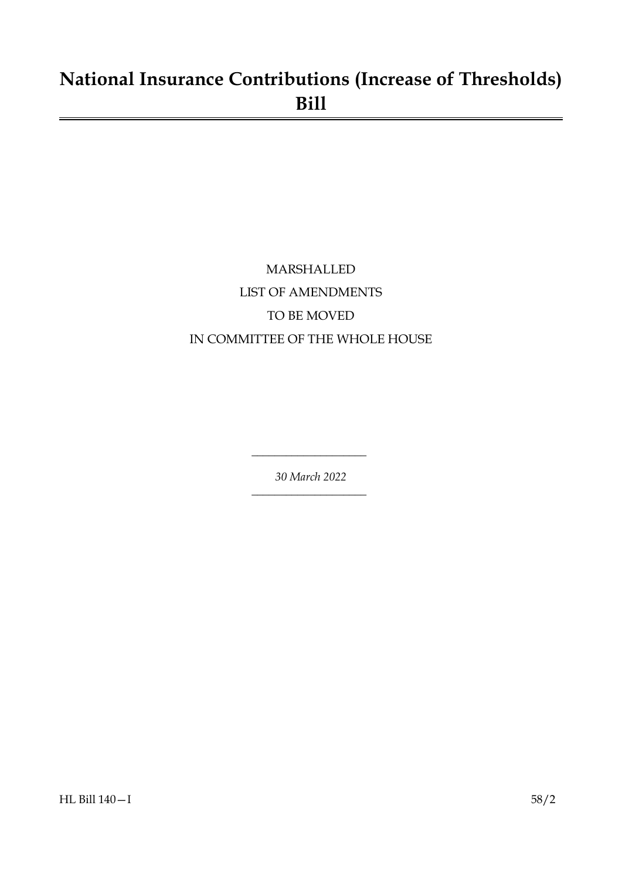# National Insurance Contributions (Increase of Thresholds) Bill

MARSHALLED

LIST OF AMENDMENTS

TO BE MOVED

IN COMMITTEE OF THE WHOLE HOUSE

---

*30 March 2022*

---

HL Bill 140—I 58/2